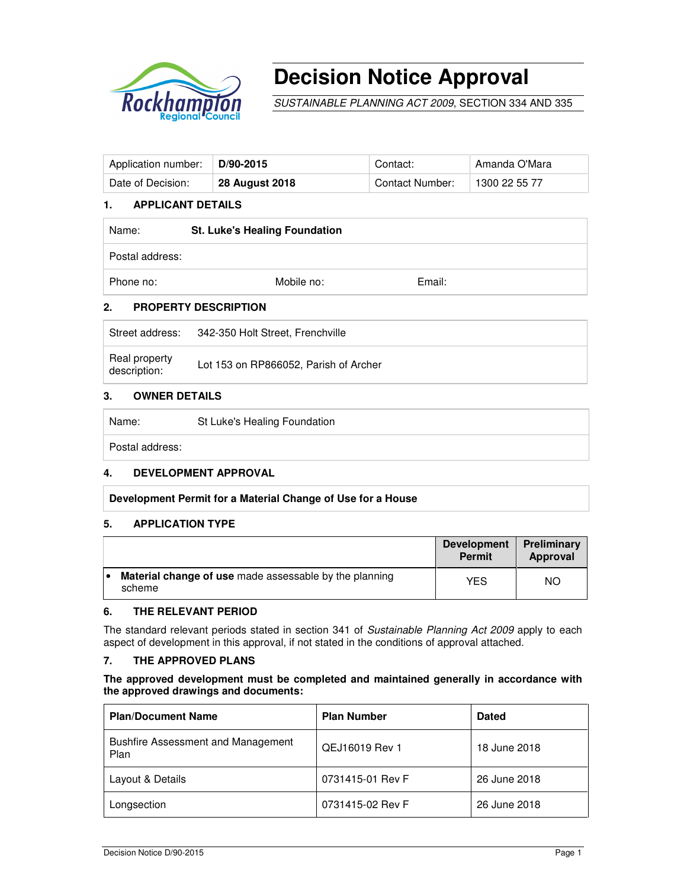# Decision Notice Approval

*SUSTAINABLE PLANNING ACT 2009*, SECTION 334 AND 335

| Application number: | **D/90-2015** | Contact: | Amanda O'Mara |
|---|---|---|---|
| Date of Decision: | **28 August 2018** | Contact Number: | 1300 22 55 77 |

## 1. APPLICANT DETAILS

| Name: | **St. Luke's Healing Foundation** | |
|---|---|---|
| Postal address: | | |
| Phone no: | Mobile no: | Email: |

## 2. PROPERTY DESCRIPTION

| Street address: | 342-350 Holt Street, Frenchville |
|---|---|
| Real property description: | Lot 153 on RP866052, Parish of Archer |

## 3. OWNER DETAILS

| Name: | St Luke's Healing Foundation |
|---|---|
| Postal address: | |

## 4. DEVELOPMENT APPROVAL

**Development Permit for a Material Change of Use for a House**

## 5. APPLICATION TYPE

| | Development Permit | Preliminary Approval |
|---|---|---|
| • **Material change of use** made assessable by the planning scheme | YES | NO |

## 6. THE RELEVANT PERIOD

The standard relevant periods stated in section 341 of *Sustainable Planning Act 2009* apply to each aspect of development in this approval, if not stated in the conditions of approval attached.

## 7. THE APPROVED PLANS

**The approved development must be completed and maintained generally in accordance with the approved drawings and documents:**

| Plan/Document Name | Plan Number | Dated |
|---|---|---|
| Bushfire Assessment and Management Plan | QEJ16019 Rev 1 | 18 June 2018 |
| Layout & Details | 0731415-01 Rev F | 26 June 2018 |
| Longsection | 0731415-02 Rev F | 26 June 2018 |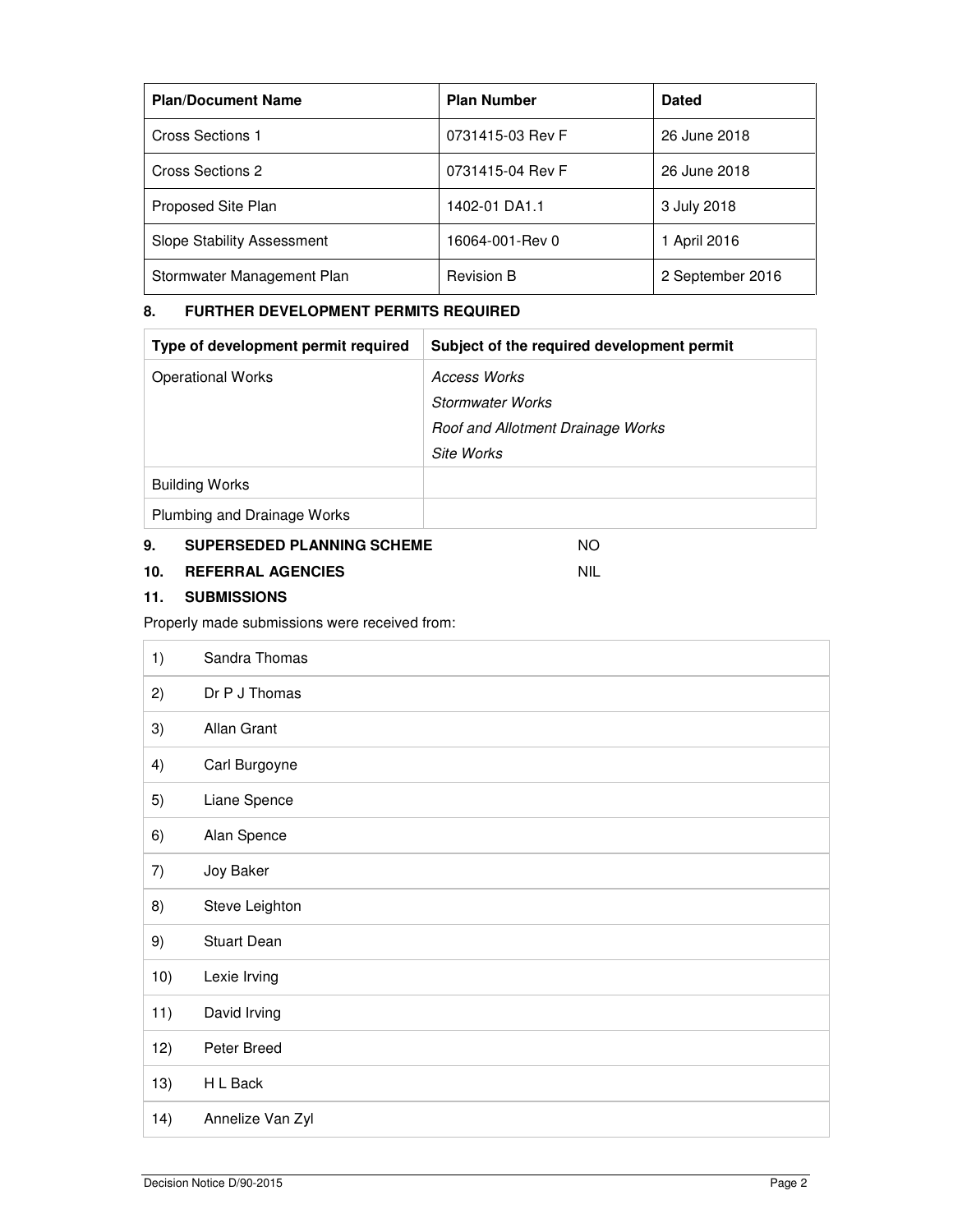| Plan/Document Name | Plan Number | Dated |
|---|---|---|
| Cross Sections 1 | 0731415-03 Rev F | 26 June 2018 |
| Cross Sections 2 | 0731415-04 Rev F | 26 June 2018 |
| Proposed Site Plan | 1402-01 DA1.1 | 3 July 2018 |
| Slope Stability Assessment | 16064-001-Rev 0 | 1 April 2016 |
| Stormwater Management Plan | Revision B | 2 September 2016 |

## 8. FURTHER DEVELOPMENT PERMITS REQUIRED

| Type of development permit required | Subject of the required development permit |
|---|---|
| Operational Works | *Access Works*<br>*Stormwater Works*<br>*Roof and Allotment Drainage Works*<br>*Site Works* |
| Building Works | |
| Plumbing and Drainage Works | |

## 9. SUPERSEDED PLANNING SCHEME NO

## 10. REFERRAL AGENCIES NIL

## 11. SUBMISSIONS

Properly made submissions were received from:

| | |
|---|---|
| 1) | Sandra Thomas |
| 2) | Dr P J Thomas |
| 3) | Allan Grant |
| 4) | Carl Burgoyne |
| 5) | Liane Spence |
| 6) | Alan Spence |
| 7) | Joy Baker |
| 8) | Steve Leighton |
| 9) | Stuart Dean |
| 10) | Lexie Irving |
| 11) | David Irving |
| 12) | Peter Breed |
| 13) | H L Back |
| 14) | Annelize Van Zyl |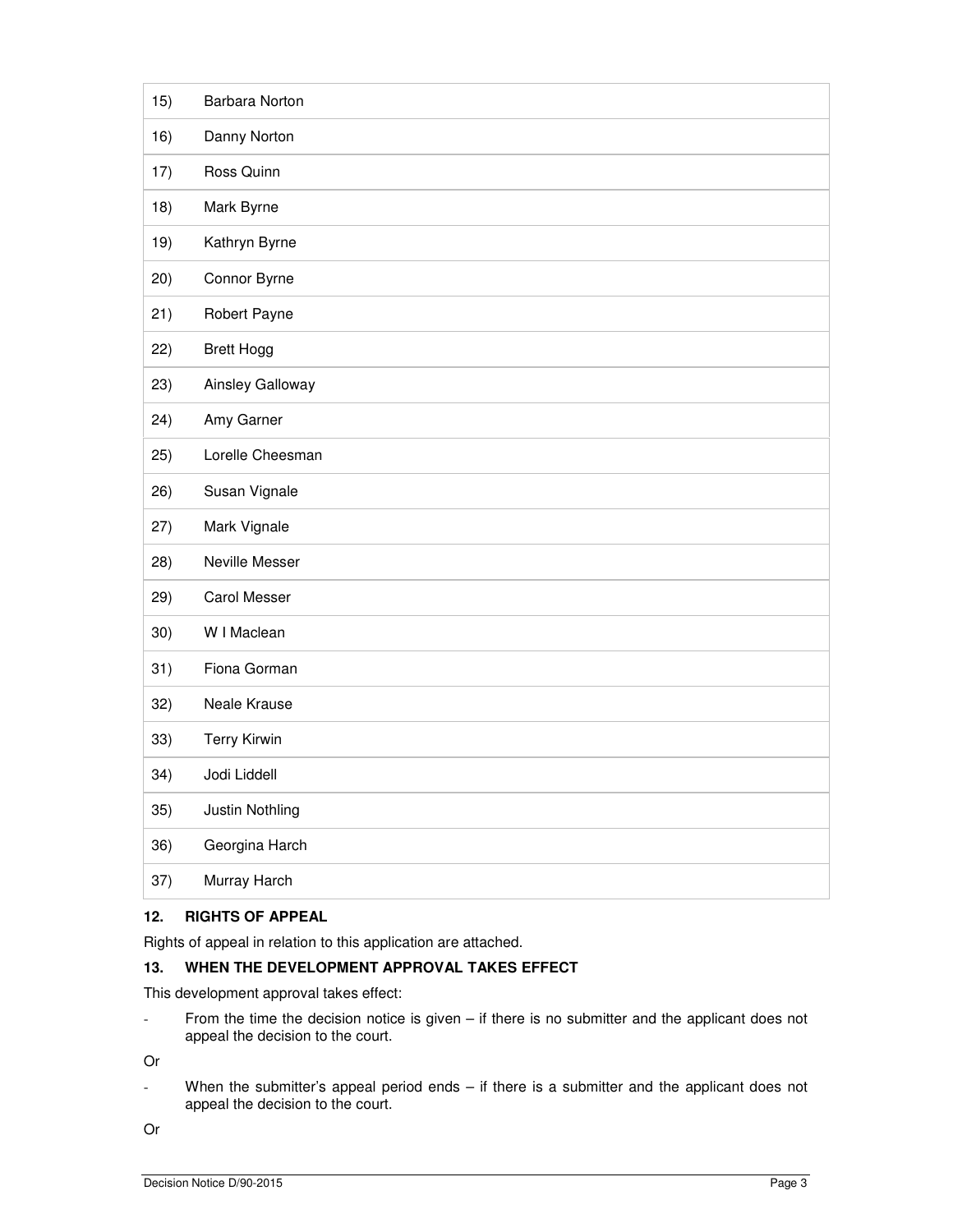| | |
|---|---|
| 15) | Barbara Norton |
| 16) | Danny Norton |
| 17) | Ross Quinn |
| 18) | Mark Byrne |
| 19) | Kathryn Byrne |
| 20) | Connor Byrne |
| 21) | Robert Payne |
| 22) | Brett Hogg |
| 23) | Ainsley Galloway |
| 24) | Amy Garner |
| 25) | Lorelle Cheesman |
| 26) | Susan Vignale |
| 27) | Mark Vignale |
| 28) | Neville Messer |
| 29) | Carol Messer |
| 30) | W I Maclean |
| 31) | Fiona Gorman |
| 32) | Neale Krause |
| 33) | Terry Kirwin |
| 34) | Jodi Liddell |
| 35) | Justin Nothling |
| 36) | Georgina Harch |
| 37) | Murray Harch |

### 12. RIGHTS OF APPEAL

Rights of appeal in relation to this application are attached.

### 13. WHEN THE DEVELOPMENT APPROVAL TAKES EFFECT

This development approval takes effect:

- From the time the decision notice is given – if there is no submitter and the applicant does not appeal the decision to the court.

Or

- When the submitter's appeal period ends – if there is a submitter and the applicant does not appeal the decision to the court.

Or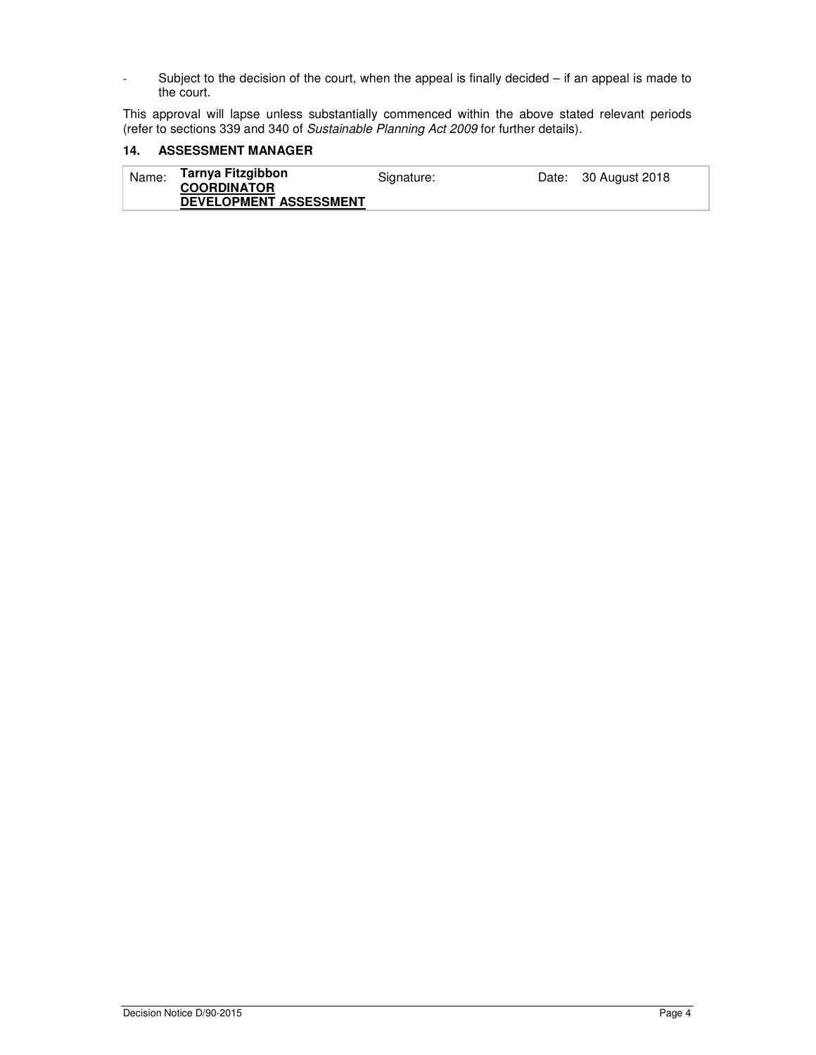- Subject to the decision of the court, when the appeal is finally decided – if an appeal is made to the court.

This approval will lapse unless substantially commenced within the above stated relevant periods (refer to sections 339 and 340 of *Sustainable Planning Act 2009* for further details).

### 14. ASSESSMENT MANAGER

| Name: | **Tarnya Fitzgibbon**<br>**COORDINATOR**<br>**DEVELOPMENT ASSESSMENT** | Signature: | Date: | 30 August 2018 |
|---|---|---|---|---|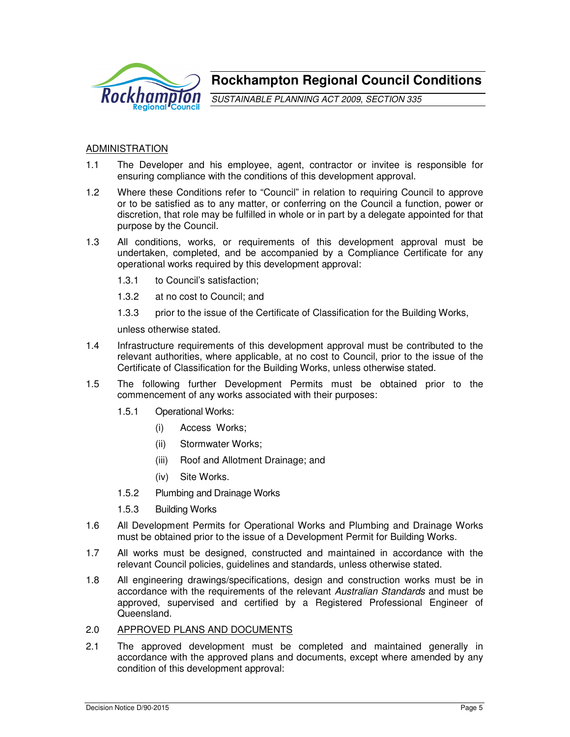# Rockhampton Regional Council Conditions

*SUSTAINABLE PLANNING ACT 2009, SECTION 335*

## ADMINISTRATION

1.1 The Developer and his employee, agent, contractor or invitee is responsible for ensuring compliance with the conditions of this development approval.

1.2 Where these Conditions refer to "Council" in relation to requiring Council to approve or to be satisfied as to any matter, or conferring on the Council a function, power or discretion, that role may be fulfilled in whole or in part by a delegate appointed for that purpose by the Council.

1.3 All conditions, works, or requirements of this development approval must be undertaken, completed, and be accompanied by a Compliance Certificate for any operational works required by this development approval:

- 1.3.1 to Council's satisfaction;
- 1.3.2 at no cost to Council; and
- 1.3.3 prior to the issue of the Certificate of Classification for the Building Works,

unless otherwise stated.

1.4 Infrastructure requirements of this development approval must be contributed to the relevant authorities, where applicable, at no cost to Council, prior to the issue of the Certificate of Classification for the Building Works, unless otherwise stated.

1.5 The following further Development Permits must be obtained prior to the commencement of any works associated with their purposes:

- 1.5.1 Operational Works:
  - (i) Access Works;
  - (ii) Stormwater Works;
  - (iii) Roof and Allotment Drainage; and
  - (iv) Site Works.
- 1.5.2 Plumbing and Drainage Works
- 1.5.3 Building Works

1.6 All Development Permits for Operational Works and Plumbing and Drainage Works must be obtained prior to the issue of a Development Permit for Building Works.

1.7 All works must be designed, constructed and maintained in accordance with the relevant Council policies, guidelines and standards, unless otherwise stated.

1.8 All engineering drawings/specifications, design and construction works must be in accordance with the requirements of the relevant *Australian Standards* and must be approved, supervised and certified by a Registered Professional Engineer of Queensland.

## 2.0 APPROVED PLANS AND DOCUMENTS

2.1 The approved development must be completed and maintained generally in accordance with the approved plans and documents, except where amended by any condition of this development approval: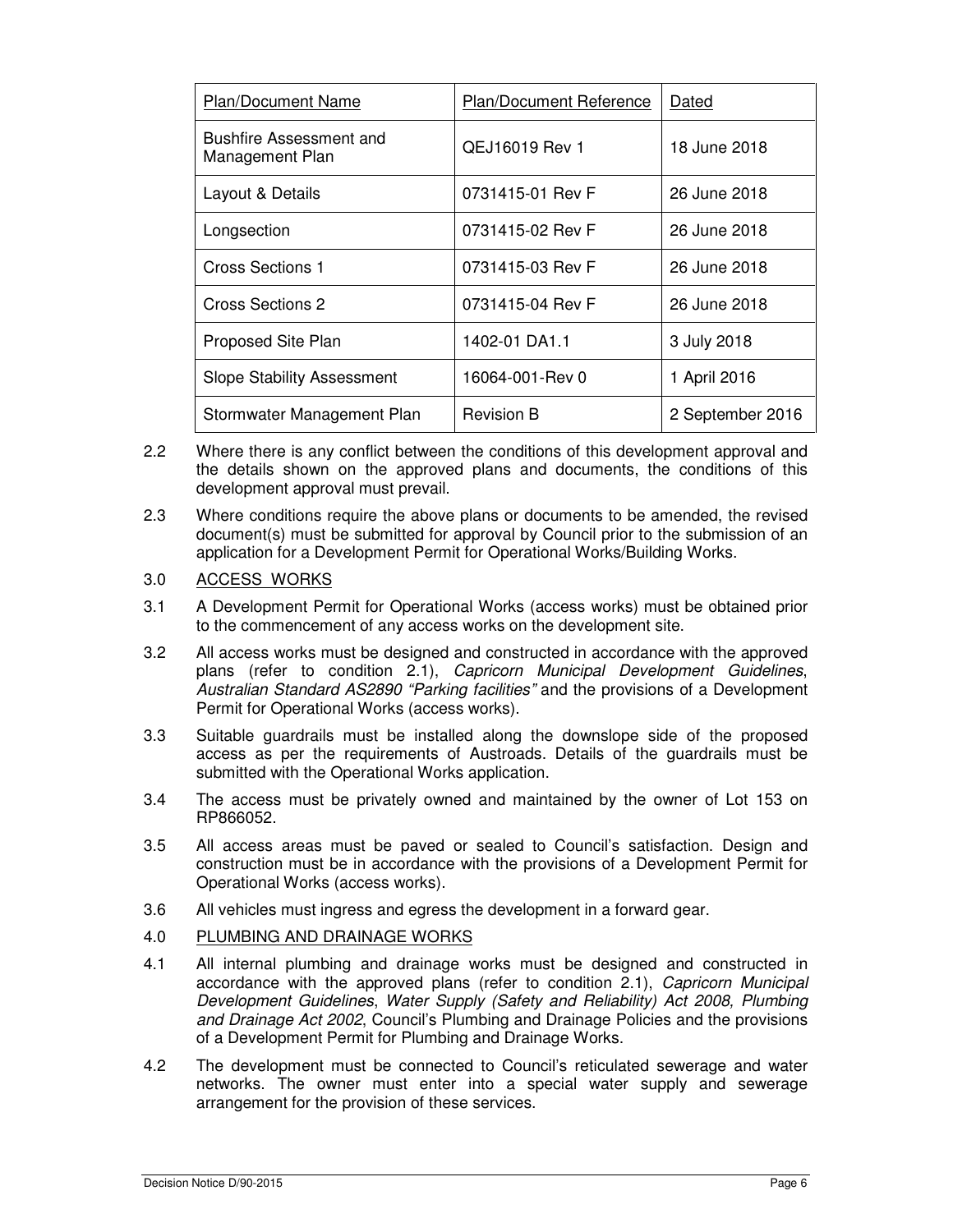| Plan/Document Name | Plan/Document Reference | Dated |
| --- | --- | --- |
| Bushfire Assessment and Management Plan | QEJ16019 Rev 1 | 18 June 2018 |
| Layout & Details | 0731415-01 Rev F | 26 June 2018 |
| Longsection | 0731415-02 Rev F | 26 June 2018 |
| Cross Sections 1 | 0731415-03 Rev F | 26 June 2018 |
| Cross Sections 2 | 0731415-04 Rev F | 26 June 2018 |
| Proposed Site Plan | 1402-01 DA1.1 | 3 July 2018 |
| Slope Stability Assessment | 16064-001-Rev 0 | 1 April 2016 |
| Stormwater Management Plan | Revision B | 2 September 2016 |

2.2 Where there is any conflict between the conditions of this development approval and the details shown on the approved plans and documents, the conditions of this development approval must prevail.

2.3 Where conditions require the above plans or documents to be amended, the revised document(s) must be submitted for approval by Council prior to the submission of an application for a Development Permit for Operational Works/Building Works.

3.0 ACCESS WORKS

3.1 A Development Permit for Operational Works (access works) must be obtained prior to the commencement of any access works on the development site.

3.2 All access works must be designed and constructed in accordance with the approved plans (refer to condition 2.1), *Capricorn Municipal Development Guidelines*, *Australian Standard AS2890 "Parking facilities"* and the provisions of a Development Permit for Operational Works (access works).

3.3 Suitable guardrails must be installed along the downslope side of the proposed access as per the requirements of Austroads. Details of the guardrails must be submitted with the Operational Works application.

3.4 The access must be privately owned and maintained by the owner of Lot 153 on RP866052.

3.5 All access areas must be paved or sealed to Council's satisfaction. Design and construction must be in accordance with the provisions of a Development Permit for Operational Works (access works).

3.6 All vehicles must ingress and egress the development in a forward gear.

4.0 PLUMBING AND DRAINAGE WORKS

4.1 All internal plumbing and drainage works must be designed and constructed in accordance with the approved plans (refer to condition 2.1), *Capricorn Municipal Development Guidelines*, *Water Supply (Safety and Reliability) Act 2008, Plumbing and Drainage Act 2002*, Council's Plumbing and Drainage Policies and the provisions of a Development Permit for Plumbing and Drainage Works.

4.2 The development must be connected to Council's reticulated sewerage and water networks. The owner must enter into a special water supply and sewerage arrangement for the provision of these services.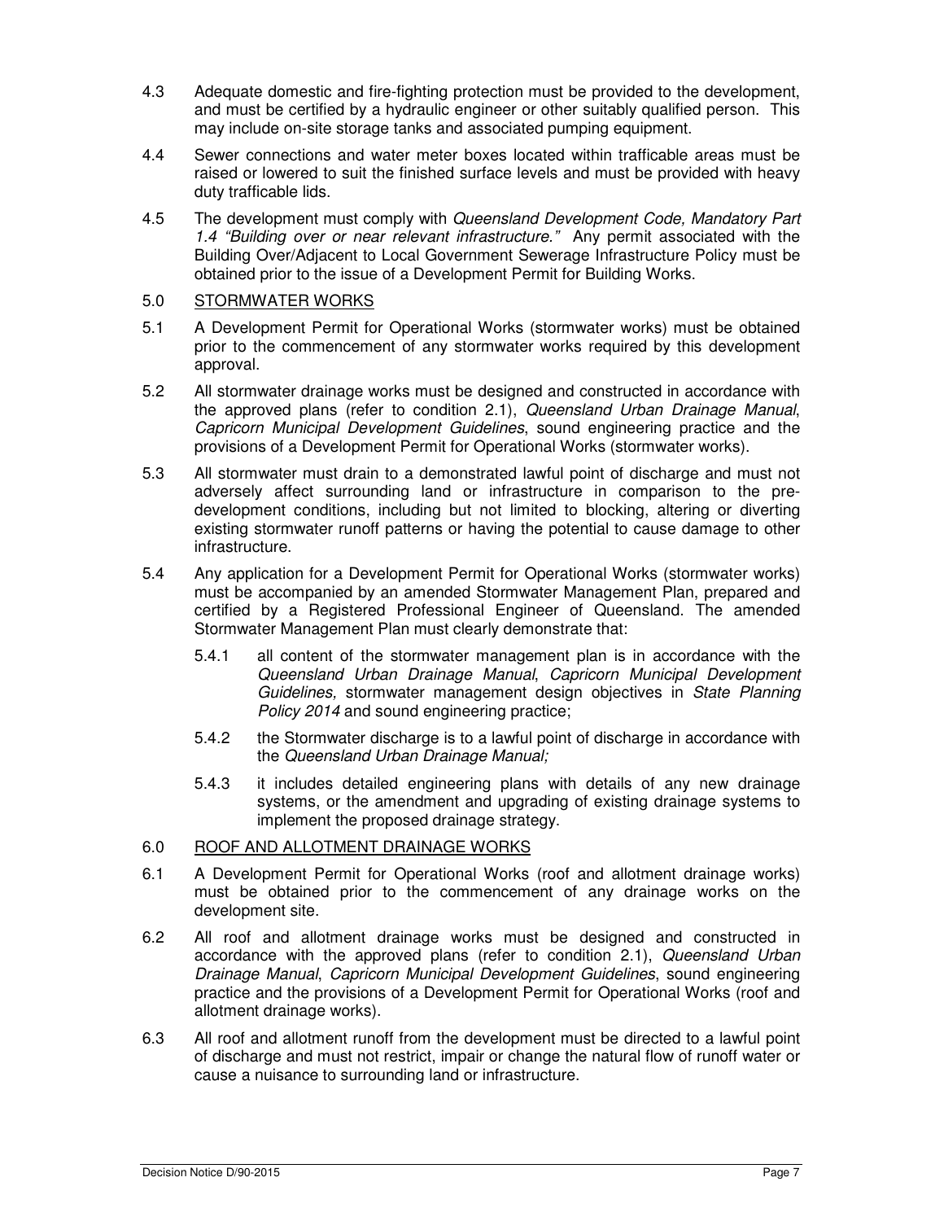4.3 Adequate domestic and fire-fighting protection must be provided to the development, and must be certified by a hydraulic engineer or other suitably qualified person. This may include on-site storage tanks and associated pumping equipment.

4.4 Sewer connections and water meter boxes located within trafficable areas must be raised or lowered to suit the finished surface levels and must be provided with heavy duty trafficable lids.

4.5 The development must comply with *Queensland Development Code, Mandatory Part 1.4 "Building over or near relevant infrastructure."* Any permit associated with the Building Over/Adjacent to Local Government Sewerage Infrastructure Policy must be obtained prior to the issue of a Development Permit for Building Works.

5.0 STORMWATER WORKS

5.1 A Development Permit for Operational Works (stormwater works) must be obtained prior to the commencement of any stormwater works required by this development approval.

5.2 All stormwater drainage works must be designed and constructed in accordance with the approved plans (refer to condition 2.1), *Queensland Urban Drainage Manual*, *Capricorn Municipal Development Guidelines*, sound engineering practice and the provisions of a Development Permit for Operational Works (stormwater works).

5.3 All stormwater must drain to a demonstrated lawful point of discharge and must not adversely affect surrounding land or infrastructure in comparison to the pre-development conditions, including but not limited to blocking, altering or diverting existing stormwater runoff patterns or having the potential to cause damage to other infrastructure.

5.4 Any application for a Development Permit for Operational Works (stormwater works) must be accompanied by an amended Stormwater Management Plan, prepared and certified by a Registered Professional Engineer of Queensland. The amended Stormwater Management Plan must clearly demonstrate that:

   5.4.1 all content of the stormwater management plan is in accordance with the *Queensland Urban Drainage Manual*, *Capricorn Municipal Development Guidelines,* stormwater management design objectives in *State Planning Policy 2014* and sound engineering practice;

   5.4.2 the Stormwater discharge is to a lawful point of discharge in accordance with the *Queensland Urban Drainage Manual;*

   5.4.3 it includes detailed engineering plans with details of any new drainage systems, or the amendment and upgrading of existing drainage systems to implement the proposed drainage strategy.

6.0 ROOF AND ALLOTMENT DRAINAGE WORKS

6.1 A Development Permit for Operational Works (roof and allotment drainage works) must be obtained prior to the commencement of any drainage works on the development site.

6.2 All roof and allotment drainage works must be designed and constructed in accordance with the approved plans (refer to condition 2.1), *Queensland Urban Drainage Manual*, *Capricorn Municipal Development Guidelines*, sound engineering practice and the provisions of a Development Permit for Operational Works (roof and allotment drainage works).

6.3 All roof and allotment runoff from the development must be directed to a lawful point of discharge and must not restrict, impair or change the natural flow of runoff water or cause a nuisance to surrounding land or infrastructure.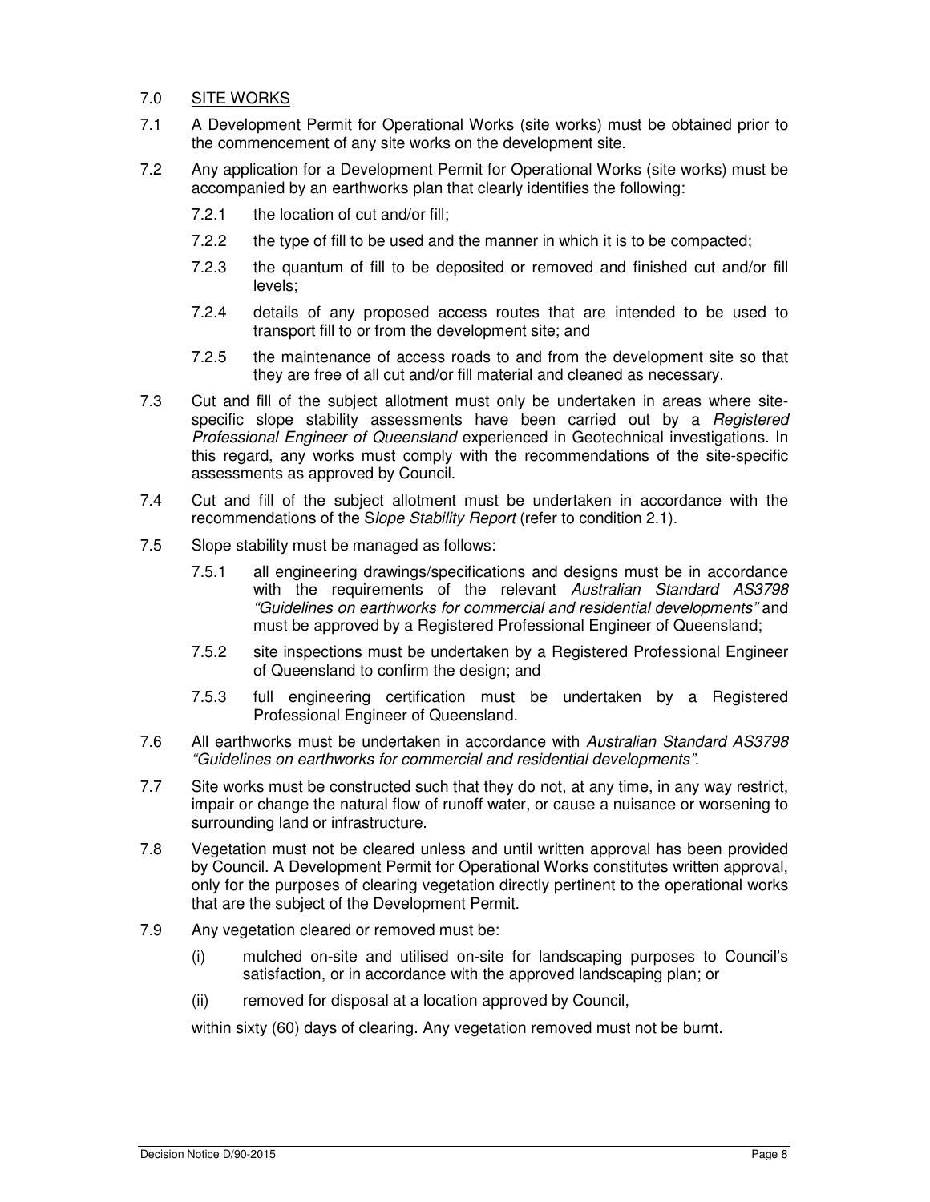## 7.0 SITE WORKS

7.1 A Development Permit for Operational Works (site works) must be obtained prior to the commencement of any site works on the development site.

7.2 Any application for a Development Permit for Operational Works (site works) must be accompanied by an earthworks plan that clearly identifies the following:

- 7.2.1 the location of cut and/or fill;
- 7.2.2 the type of fill to be used and the manner in which it is to be compacted;
- 7.2.3 the quantum of fill to be deposited or removed and finished cut and/or fill levels;
- 7.2.4 details of any proposed access routes that are intended to be used to transport fill to or from the development site; and
- 7.2.5 the maintenance of access roads to and from the development site so that they are free of all cut and/or fill material and cleaned as necessary.

7.3 Cut and fill of the subject allotment must only be undertaken in areas where site-specific slope stability assessments have been carried out by a *Registered Professional Engineer of Queensland* experienced in Geotechnical investigations. In this regard, any works must comply with the recommendations of the site-specific assessments as approved by Council.

7.4 Cut and fill of the subject allotment must be undertaken in accordance with the recommendations of the S*lope Stability Report* (refer to condition 2.1).

7.5 Slope stability must be managed as follows:

- 7.5.1 all engineering drawings/specifications and designs must be in accordance with the requirements of the relevant *Australian Standard AS3798 "Guidelines on earthworks for commercial and residential developments"* and must be approved by a Registered Professional Engineer of Queensland;
- 7.5.2 site inspections must be undertaken by a Registered Professional Engineer of Queensland to confirm the design; and
- 7.5.3 full engineering certification must be undertaken by a Registered Professional Engineer of Queensland.

7.6 All earthworks must be undertaken in accordance with *Australian Standard AS3798 "Guidelines on earthworks for commercial and residential developments"*.

7.7 Site works must be constructed such that they do not, at any time, in any way restrict, impair or change the natural flow of runoff water, or cause a nuisance or worsening to surrounding land or infrastructure.

7.8 Vegetation must not be cleared unless and until written approval has been provided by Council. A Development Permit for Operational Works constitutes written approval, only for the purposes of clearing vegetation directly pertinent to the operational works that are the subject of the Development Permit.

7.9 Any vegetation cleared or removed must be:

- (i) mulched on-site and utilised on-site for landscaping purposes to Council's satisfaction, or in accordance with the approved landscaping plan; or
- (ii) removed for disposal at a location approved by Council,

within sixty (60) days of clearing. Any vegetation removed must not be burnt.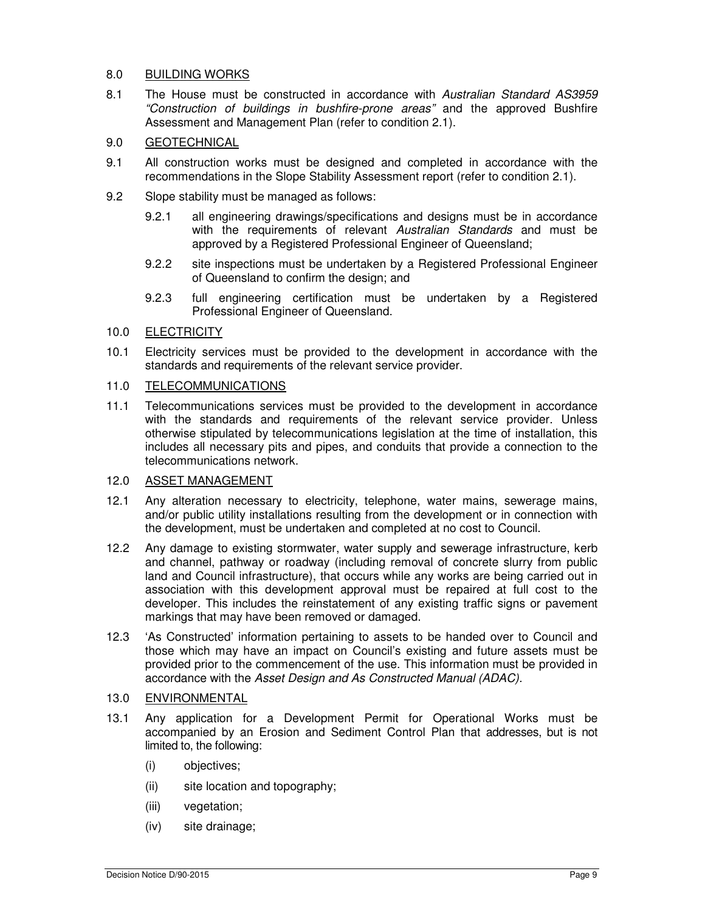## 8.0 BUILDING WORKS

8.1 The House must be constructed in accordance with *Australian Standard AS3959 "Construction of buildings in bushfire-prone areas"* and the approved Bushfire Assessment and Management Plan (refer to condition 2.1).

## 9.0 GEOTECHNICAL

9.1 All construction works must be designed and completed in accordance with the recommendations in the Slope Stability Assessment report (refer to condition 2.1).

9.2 Slope stability must be managed as follows:

9.2.1 all engineering drawings/specifications and designs must be in accordance with the requirements of relevant *Australian Standards* and must be approved by a Registered Professional Engineer of Queensland;

9.2.2 site inspections must be undertaken by a Registered Professional Engineer of Queensland to confirm the design; and

9.2.3 full engineering certification must be undertaken by a Registered Professional Engineer of Queensland.

## 10.0 ELECTRICITY

10.1 Electricity services must be provided to the development in accordance with the standards and requirements of the relevant service provider.

## 11.0 TELECOMMUNICATIONS

11.1 Telecommunications services must be provided to the development in accordance with the standards and requirements of the relevant service provider. Unless otherwise stipulated by telecommunications legislation at the time of installation, this includes all necessary pits and pipes, and conduits that provide a connection to the telecommunications network.

## 12.0 ASSET MANAGEMENT

12.1 Any alteration necessary to electricity, telephone, water mains, sewerage mains, and/or public utility installations resulting from the development or in connection with the development, must be undertaken and completed at no cost to Council.

12.2 Any damage to existing stormwater, water supply and sewerage infrastructure, kerb and channel, pathway or roadway (including removal of concrete slurry from public land and Council infrastructure), that occurs while any works are being carried out in association with this development approval must be repaired at full cost to the developer. This includes the reinstatement of any existing traffic signs or pavement markings that may have been removed or damaged.

12.3 'As Constructed' information pertaining to assets to be handed over to Council and those which may have an impact on Council's existing and future assets must be provided prior to the commencement of the use. This information must be provided in accordance with the *Asset Design and As Constructed Manual (ADAC)*.

## 13.0 ENVIRONMENTAL

13.1 Any application for a Development Permit for Operational Works must be accompanied by an Erosion and Sediment Control Plan that addresses, but is not limited to, the following:

(i) objectives;

(ii) site location and topography;

(iii) vegetation;

(iv) site drainage;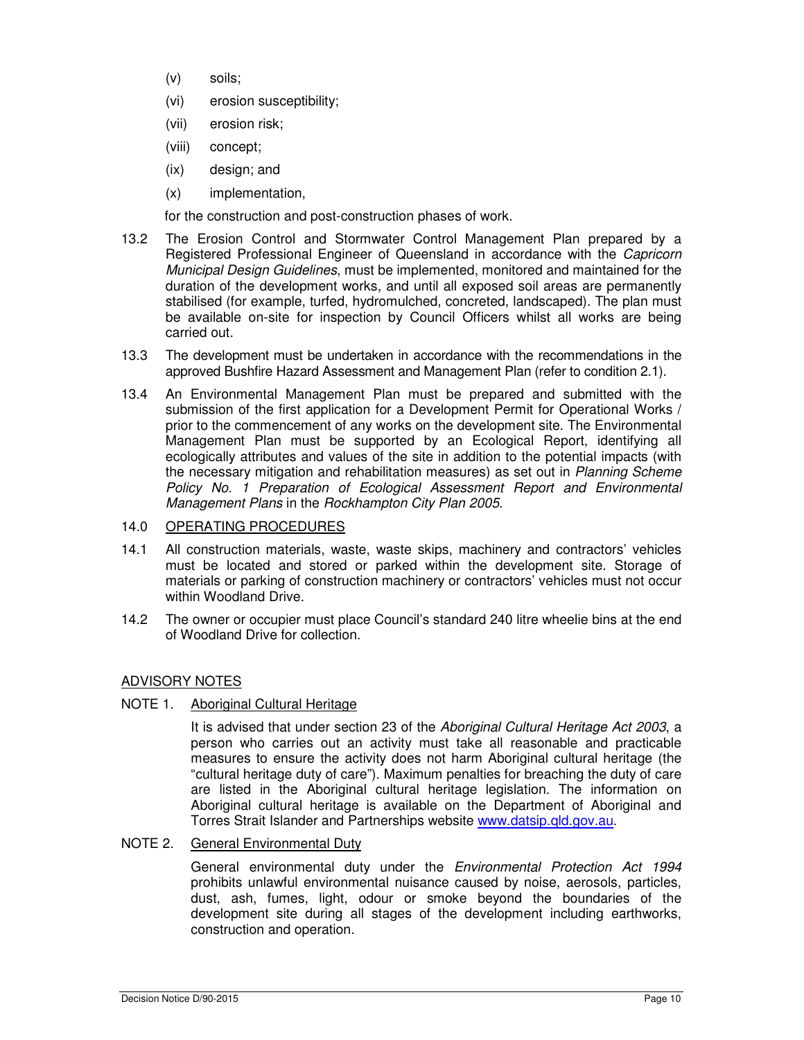(v) soils;

(vi) erosion susceptibility;

(vii) erosion risk;

(viii) concept;

(ix) design; and

(x) implementation,

for the construction and post-construction phases of work.

13.2 The Erosion Control and Stormwater Control Management Plan prepared by a Registered Professional Engineer of Queensland in accordance with the *Capricorn Municipal Design Guidelines*, must be implemented, monitored and maintained for the duration of the development works, and until all exposed soil areas are permanently stabilised (for example, turfed, hydromulched, concreted, landscaped). The plan must be available on-site for inspection by Council Officers whilst all works are being carried out.

13.3 The development must be undertaken in accordance with the recommendations in the approved Bushfire Hazard Assessment and Management Plan (refer to condition 2.1).

13.4 An Environmental Management Plan must be prepared and submitted with the submission of the first application for a Development Permit for Operational Works / prior to the commencement of any works on the development site. The Environmental Management Plan must be supported by an Ecological Report, identifying all ecologically attributes and values of the site in addition to the potential impacts (with the necessary mitigation and rehabilitation measures) as set out in *Planning Scheme Policy No. 1 Preparation of Ecological Assessment Report and Environmental Management Plans* in the *Rockhampton City Plan 2005*.

14.0 <u>OPERATING PROCEDURES</u>

14.1 All construction materials, waste, waste skips, machinery and contractors' vehicles must be located and stored or parked within the development site. Storage of materials or parking of construction machinery or contractors' vehicles must not occur within Woodland Drive.

14.2 The owner or occupier must place Council's standard 240 litre wheelie bins at the end of Woodland Drive for collection.

<u>ADVISORY NOTES</u>

NOTE 1. <u>Aboriginal Cultural Heritage</u>

It is advised that under section 23 of the *Aboriginal Cultural Heritage Act 2003*, a person who carries out an activity must take all reasonable and practicable measures to ensure the activity does not harm Aboriginal cultural heritage (the "cultural heritage duty of care"). Maximum penalties for breaching the duty of care are listed in the Aboriginal cultural heritage legislation. The information on Aboriginal cultural heritage is available on the Department of Aboriginal and Torres Strait Islander and Partnerships website www.datsip.qld.gov.au.

NOTE 2. <u>General Environmental Duty</u>

General environmental duty under the *Environmental Protection Act 1994* prohibits unlawful environmental nuisance caused by noise, aerosols, particles, dust, ash, fumes, light, odour or smoke beyond the boundaries of the development site during all stages of the development including earthworks, construction and operation.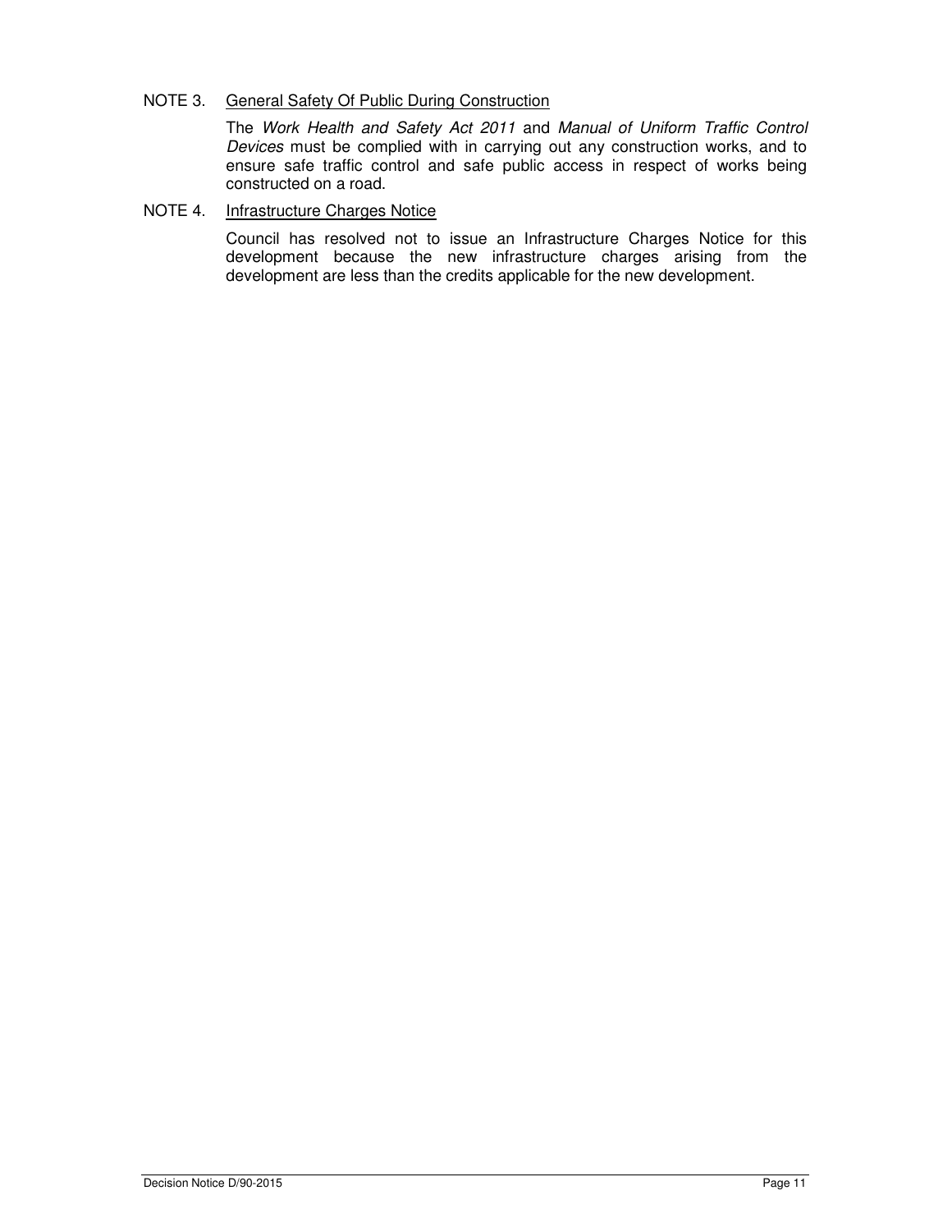NOTE 3. <u>General Safety Of Public During Construction</u>

The *Work Health and Safety Act 2011* and *Manual of Uniform Traffic Control Devices* must be complied with in carrying out any construction works, and to ensure safe traffic control and safe public access in respect of works being constructed on a road.

NOTE 4. <u>Infrastructure Charges Notice</u>

Council has resolved not to issue an Infrastructure Charges Notice for this development because the new infrastructure charges arising from the development are less than the credits applicable for the new development.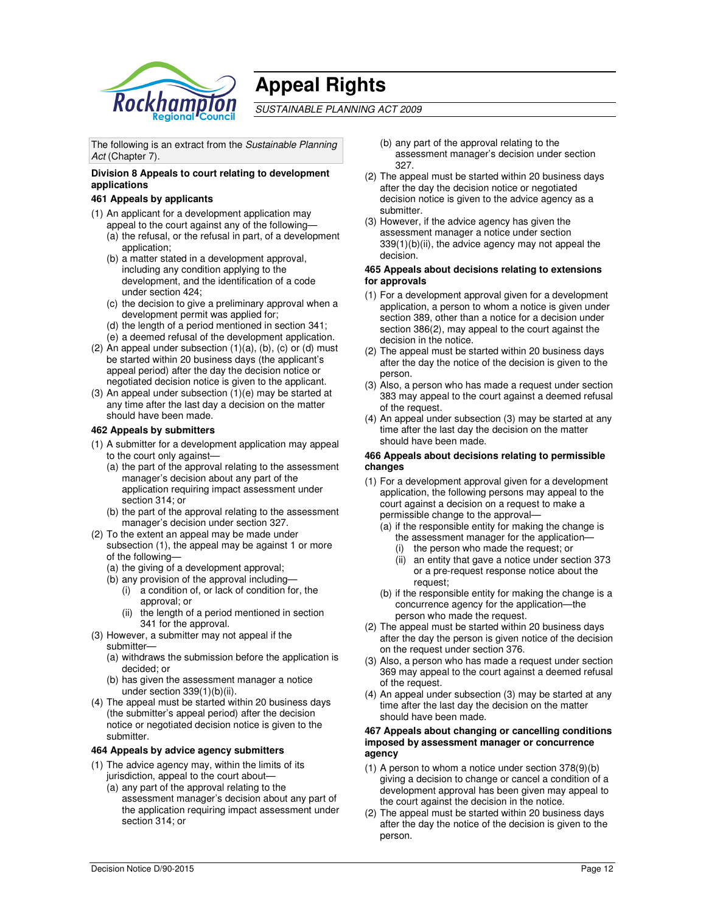# Appeal Rights

*SUSTAINABLE PLANNING ACT 2009*

The following is an extract from the *Sustainable Planning Act* (Chapter 7).

**Division 8 Appeals to court relating to development applications**

**461 Appeals by applicants**

(1) An applicant for a development application may appeal to the court against any of the following—
  (a) the refusal, or the refusal in part, of a development application;
  (b) a matter stated in a development approval, including any condition applying to the development, and the identification of a code under section 424;
  (c) the decision to give a preliminary approval when a development permit was applied for;
  (d) the length of a period mentioned in section 341;
  (e) a deemed refusal of the development application.

(2) An appeal under subsection (1)(a), (b), (c) or (d) must be started within 20 business days (the applicant's appeal period) after the day the decision notice or negotiated decision notice is given to the applicant.

(3) An appeal under subsection (1)(e) may be started at any time after the last day a decision on the matter should have been made.

**462 Appeals by submitters**

(1) A submitter for a development application may appeal to the court only against—
  (a) the part of the approval relating to the assessment manager's decision about any part of the application requiring impact assessment under section 314; or
  (b) the part of the approval relating to the assessment manager's decision under section 327.

(2) To the extent an appeal may be made under subsection (1), the appeal may be against 1 or more of the following—
  (a) the giving of a development approval;
  (b) any provision of the approval including—
    (i) a condition of, or lack of condition for, the approval; or
    (ii) the length of a period mentioned in section 341 for the approval.

(3) However, a submitter may not appeal if the submitter—
  (a) withdraws the submission before the application is decided; or
  (b) has given the assessment manager a notice under section 339(1)(b)(ii).

(4) The appeal must be started within 20 business days (the submitter's appeal period) after the decision notice or negotiated decision notice is given to the submitter.

**464 Appeals by advice agency submitters**

(1) The advice agency may, within the limits of its jurisdiction, appeal to the court about—
  (a) any part of the approval relating to the assessment manager's decision about any part of the application requiring impact assessment under section 314; or
  (b) any part of the approval relating to the assessment manager's decision under section 327.

(2) The appeal must be started within 20 business days after the day the decision notice or negotiated decision notice is given to the advice agency as a submitter.

(3) However, if the advice agency has given the assessment manager a notice under section 339(1)(b)(ii), the advice agency may not appeal the decision.

**465 Appeals about decisions relating to extensions for approvals**

(1) For a development approval given for a development application, a person to whom a notice is given under section 389, other than a notice for a decision under section 386(2), may appeal to the court against the decision in the notice.

(2) The appeal must be started within 20 business days after the day the notice of the decision is given to the person.

(3) Also, a person who has made a request under section 383 may appeal to the court against a deemed refusal of the request.

(4) An appeal under subsection (3) may be started at any time after the last day the decision on the matter should have been made.

**466 Appeals about decisions relating to permissible changes**

(1) For a development approval given for a development application, the following persons may appeal to the court against a decision on a request to make a permissible change to the approval—
  (a) if the responsible entity for making the change is the assessment manager for the application—
    (i) the person who made the request; or
    (ii) an entity that gave a notice under section 373 or a pre-request response notice about the request;
  (b) if the responsible entity for making the change is a concurrence agency for the application—the person who made the request.

(2) The appeal must be started within 20 business days after the day the person is given notice of the decision on the request under section 376.

(3) Also, a person who has made a request under section 369 may appeal to the court against a deemed refusal of the request.

(4) An appeal under subsection (3) may be started at any time after the last day the decision on the matter should have been made.

**467 Appeals about changing or cancelling conditions imposed by assessment manager or concurrence agency**

(1) A person to whom a notice under section 378(9)(b) giving a decision to change or cancel a condition of a development approval has been given may appeal to the court against the decision in the notice.

(2) The appeal must be started within 20 business days after the day the notice of the decision is given to the person.